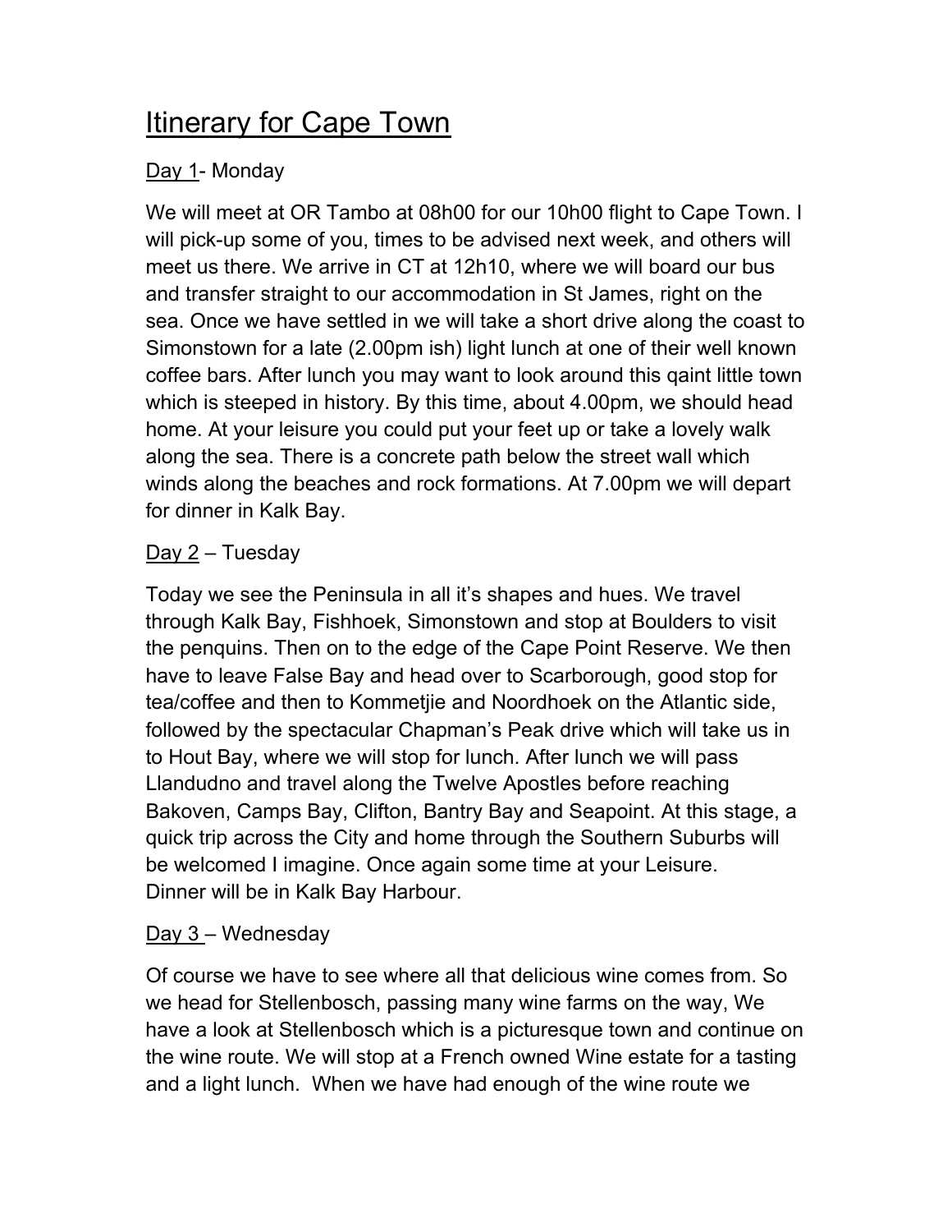# Itinerary for Cape Town

Day 1- Monday

We will meet at OR Tambo at 08h00 for our 10h00 flight to Cape Town. I will pick-up some of you, times to be advised next week, and others will meet us there. We arrive in CT at 12h10, where we will board our bus and transfer straight to our accommodation in St James, right on the sea. Once we have settled in we will take a short drive along the coast to Simonstown for a late (2.00pm ish) light lunch at one of their well known coffee bars. After lunch you may want to look around this qaint little town which is steeped in history. By this time, about 4.00pm, we should head home. At your leisure you could put your feet up or take a lovely walk along the sea. There is a concrete path below the street wall which winds along the beaches and rock formations. At 7.00pm we will depart for dinner in Kalk Bay.

Day 2 – Tuesday

Today we see the Peninsula in all it's shapes and hues. We travel through Kalk Bay, Fishhoek, Simonstown and stop at Boulders to visit the penquins. Then on to the edge of the Cape Point Reserve. We then have to leave False Bay and head over to Scarborough, good stop for tea/coffee and then to Kommetjie and Noordhoek on the Atlantic side, followed by the spectacular Chapman's Peak drive which will take us in to Hout Bay, where we will stop for lunch. After lunch we will pass Llandudno and travel along the Twelve Apostles before reaching Bakoven, Camps Bay, Clifton, Bantry Bay and Seapoint. At this stage, a quick trip across the City and home through the Southern Suburbs will be welcomed I imagine. Once again some time at your Leisure.
Dinner will be in Kalk Bay Harbour.

Day 3 – Wednesday

Of course we have to see where all that delicious wine comes from. So we head for Stellenbosch, passing many wine farms on the way, We have a look at Stellenbosch which is a picturesque town and continue on the wine route. We will stop at a French owned Wine estate for a tasting and a light lunch. When we have had enough of the wine route we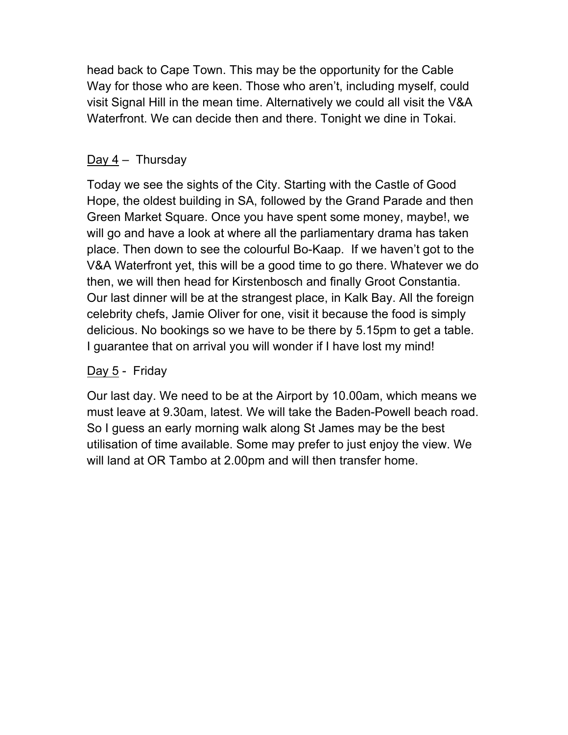head back to Cape Town. This may be the opportunity for the Cable Way for those who are keen. Those who aren't, including myself, could visit Signal Hill in the mean time. Alternatively we could all visit the V&A Waterfront. We can decide then and there. Tonight we dine in Tokai.

<u>Day 4</u> – Thursday

Today we see the sights of the City. Starting with the Castle of Good Hope, the oldest building in SA, followed by the Grand Parade and then Green Market Square. Once you have spent some money, maybe!, we will go and have a look at where all the parliamentary drama has taken place. Then down to see the colourful Bo-Kaap. If we haven't got to the V&A Waterfront yet, this will be a good time to go there. Whatever we do then, we will then head for Kirstenbosch and finally Groot Constantia. Our last dinner will be at the strangest place, in Kalk Bay. All the foreign celebrity chefs, Jamie Oliver for one, visit it because the food is simply delicious. No bookings so we have to be there by 5.15pm to get a table. I guarantee that on arrival you will wonder if I have lost my mind!

<u>Day 5</u> - Friday

Our last day. We need to be at the Airport by 10.00am, which means we must leave at 9.30am, latest. We will take the Baden-Powell beach road. So I guess an early morning walk along St James may be the best utilisation of time available. Some may prefer to just enjoy the view. We will land at OR Tambo at 2.00pm and will then transfer home.